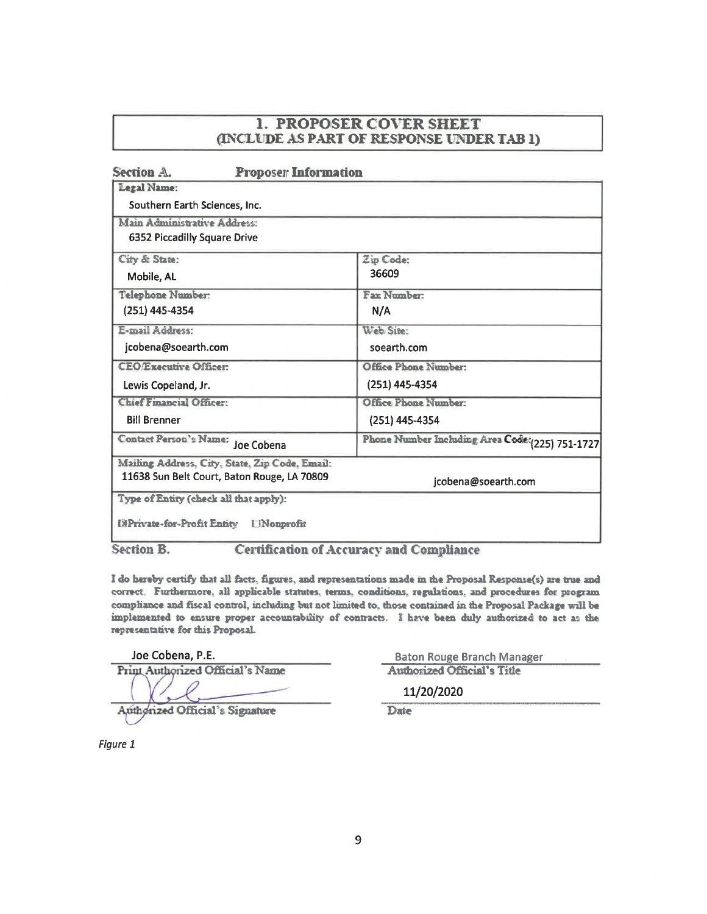# 1. PROPOSER COVER SHEET
## (INCLUDE AS PART OF RESPONSE UNDER TAB 1)

### Section A. Proposer Information

| Legal Name: | |
|---|---|
| Southern Earth Sciences, Inc. | |
| **Main Administrative Address:** 6352 Piccadilly Square Drive | |
| **City & State:** Mobile, AL | **Zip Code:** 36609 |
| **Telephone Number:** (251) 445-4354 | **Fax Number:** N/A |
| **E-mail Address:** jcobena@soearth.com | **Web Site:** soearth.com |
| **CEO/Executive Officer:** Lewis Copeland, Jr. | **Office Phone Number:** (251) 445-4354 |
| **Chief Financial Officer:** Bill Brenner | **Office Phone Number:** (251) 445-4354 |
| **Contact Person's Name:** Joe Cobena | **Phone Number Including Area Code:** (225) 751-1727 |
| **Mailing Address, City, State, Zip Code, Email:** 11638 Sun Belt Court, Baton Rouge, LA 70809 | jcobena@soearth.com |
| **Type of Entity (check all that apply):** ☒ Private-for-Profit Entity ☐ Nonprofit | |

### Section B. Certification of Accuracy and Compliance

I do hereby certify that all facts, figures, and representations made in the Proposal Response(s) are true and correct. Furthermore, all applicable statutes, terms, conditions, regulations, and procedures for program compliance and fiscal control, including but not limited to, those contained in the Proposal Package will be implemented to ensure proper accountability of contracts. I have been duly authorized to act as the representative for this Proposal.

| | |
|---|---|
| Joe Cobena, P.E. | Baton Rouge Branch Manager |
| Print Authorized Official's Name | Authorized Official's Title |
| [Signature] | 11/20/2020 |
| Authorized Official's Signature | Date |

*Figure 1*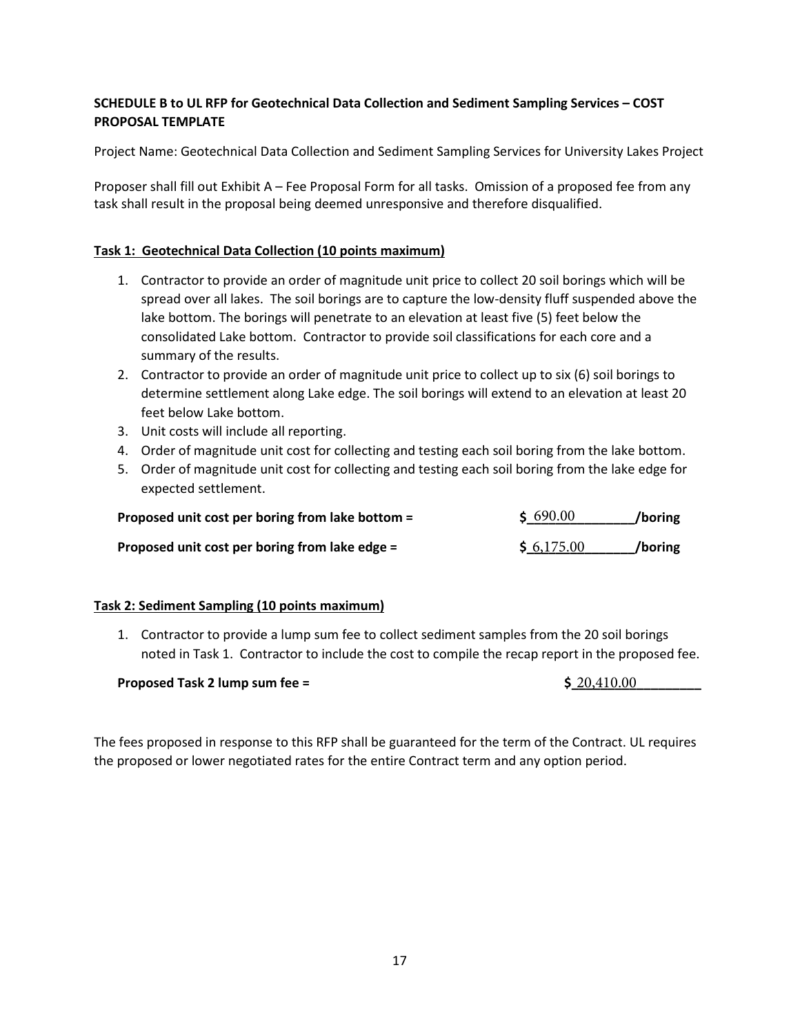**SCHEDULE B to UL RFP for Geotechnical Data Collection and Sediment Sampling Services – COST PROPOSAL TEMPLATE**

Project Name: Geotechnical Data Collection and Sediment Sampling Services for University Lakes Project

Proposer shall fill out Exhibit A – Fee Proposal Form for all tasks. Omission of a proposed fee from any task shall result in the proposal being deemed unresponsive and therefore disqualified.

**Task 1: Geotechnical Data Collection (10 points maximum)**

1. Contractor to provide an order of magnitude unit price to collect 20 soil borings which will be spread over all lakes. The soil borings are to capture the low-density fluff suspended above the lake bottom. The borings will penetrate to an elevation at least five (5) feet below the consolidated Lake bottom. Contractor to provide soil classifications for each core and a summary of the results.
2. Contractor to provide an order of magnitude unit price to collect up to six (6) soil borings to determine settlement along Lake edge. The soil borings will extend to an elevation at least 20 feet below Lake bottom.
3. Unit costs will include all reporting.
4. Order of magnitude unit cost for collecting and testing each soil boring from the lake bottom.
5. Order of magnitude unit cost for collecting and testing each soil boring from the lake edge for expected settlement.

**Proposed unit cost per boring from lake bottom =** **$** 690.00 **/boring**

**Proposed unit cost per boring from lake edge =** **$** 6,175.00 **/boring**

**Task 2: Sediment Sampling (10 points maximum)**

1. Contractor to provide a lump sum fee to collect sediment samples from the 20 soil borings noted in Task 1. Contractor to include the cost to compile the recap report in the proposed fee.

**Proposed Task 2 lump sum fee =** **$** 20,410.00

The fees proposed in response to this RFP shall be guaranteed for the term of the Contract. UL requires the proposed or lower negotiated rates for the entire Contract term and any option period.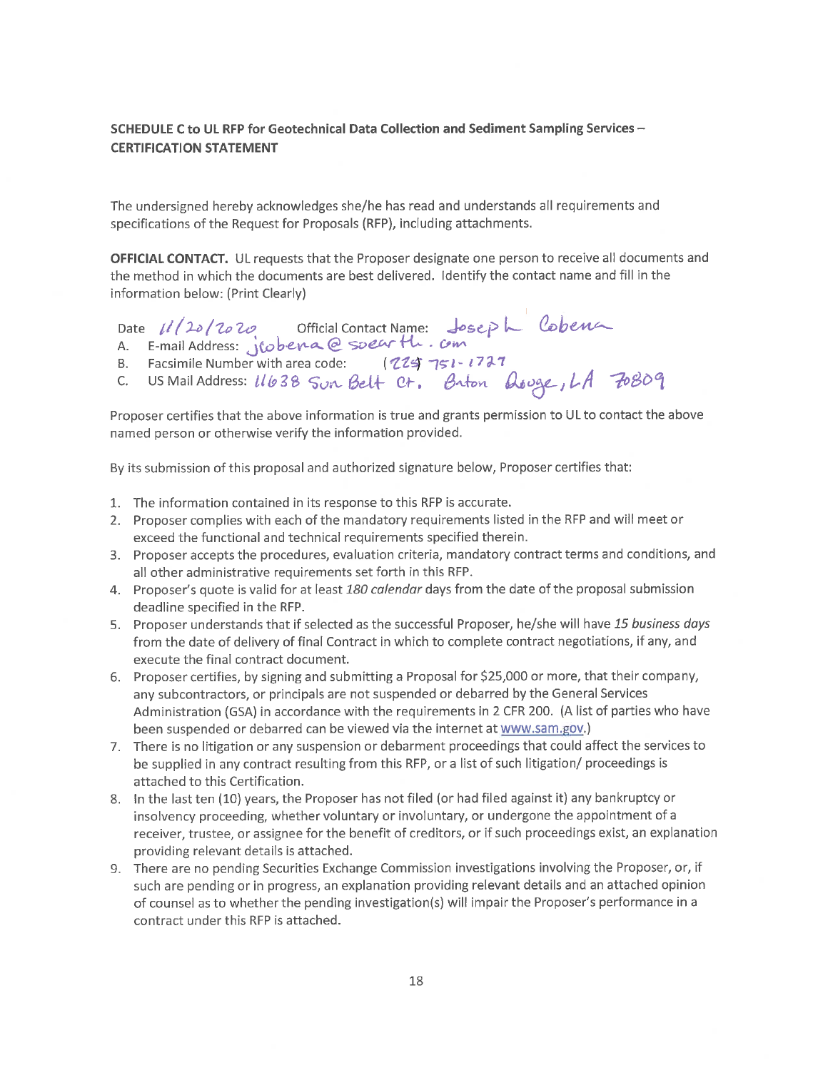**SCHEDULE C to UL RFP for Geotechnical Data Collection and Sediment Sampling Services – CERTIFICATION STATEMENT**

The undersigned hereby acknowledges she/he has read and understands all requirements and specifications of the Request for Proposals (RFP), including attachments.

**OFFICIAL CONTACT.** UL requests that the Proposer designate one person to receive all documents and the method in which the documents are best delivered. Identify the contact name and fill in the information below: (Print Clearly)

Date 11/20/2020 Official Contact Name: Joseph Cobena

A. E-mail Address: jcobena@soearth.com

B. Facsimile Number with area code: (225) 751-1727

C. US Mail Address: 11638 Sun Belt Ct. Baton Rouge, LA 70809

Proposer certifies that the above information is true and grants permission to UL to contact the above named person or otherwise verify the information provided.

By its submission of this proposal and authorized signature below, Proposer certifies that:

1. The information contained in its response to this RFP is accurate.
2. Proposer complies with each of the mandatory requirements listed in the RFP and will meet or exceed the functional and technical requirements specified therein.
3. Proposer accepts the procedures, evaluation criteria, mandatory contract terms and conditions, and all other administrative requirements set forth in this RFP.
4. Proposer's quote is valid for at least *180 calendar* days from the date of the proposal submission deadline specified in the RFP.
5. Proposer understands that if selected as the successful Proposer, he/she will have *15 business days* from the date of delivery of final Contract in which to complete contract negotiations, if any, and execute the final contract document.
6. Proposer certifies, by signing and submitting a Proposal for $25,000 or more, that their company, any subcontractors, or principals are not suspended or debarred by the General Services Administration (GSA) in accordance with the requirements in 2 CFR 200. (A list of parties who have been suspended or debarred can be viewed via the internet at www.sam.gov.)
7. There is no litigation or any suspension or debarment proceedings that could affect the services to be supplied in any contract resulting from this RFP, or a list of such litigation/ proceedings is attached to this Certification.
8. In the last ten (10) years, the Proposer has not filed (or had filed against it) any bankruptcy or insolvency proceeding, whether voluntary or involuntary, or undergone the appointment of a receiver, trustee, or assignee for the benefit of creditors, or if such proceedings exist, an explanation providing relevant details is attached.
9. There are no pending Securities Exchange Commission investigations involving the Proposer, or, if such are pending or in progress, an explanation providing relevant details and an attached opinion of counsel as to whether the pending investigation(s) will impair the Proposer's performance in a contract under this RFP is attached.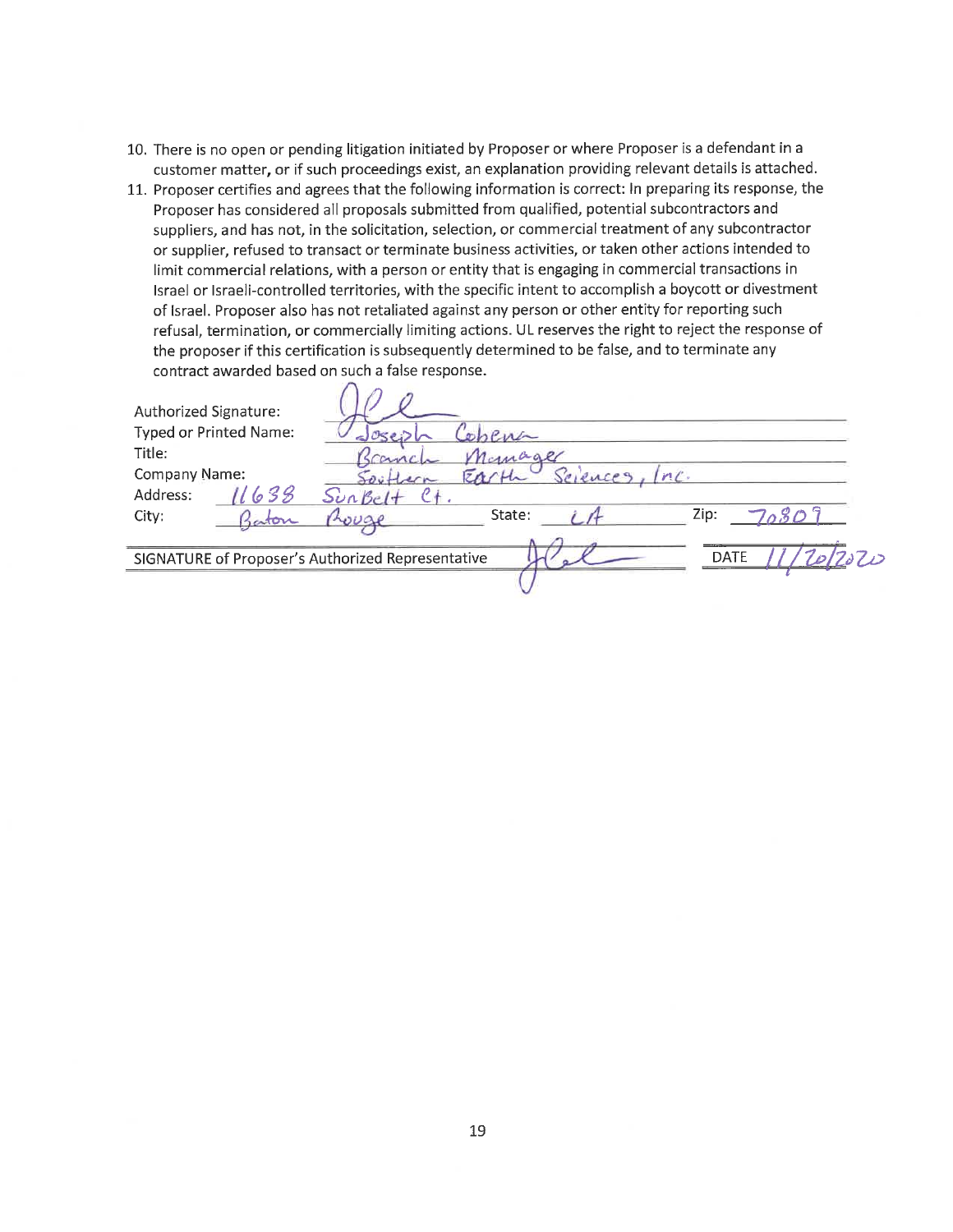10. There is no open or pending litigation initiated by Proposer or where Proposer is a defendant in a customer matter, or if such proceedings exist, an explanation providing relevant details is attached.
11. Proposer certifies and agrees that the following information is correct: In preparing its response, the Proposer has considered all proposals submitted from qualified, potential subcontractors and suppliers, and has not, in the solicitation, selection, or commercial treatment of any subcontractor or supplier, refused to transact or terminate business activities, or taken other actions intended to limit commercial relations, with a person or entity that is engaging in commercial transactions in Israel or Israeli-controlled territories, with the specific intent to accomplish a boycott or divestment of Israel. Proposer also has not retaliated against any person or other entity for reporting such refusal, termination, or commercially limiting actions. UL reserves the right to reject the response of the proposer if this certification is subsequently determined to be false, and to terminate any contract awarded based on such a false response.

Authorized Signature: [signature]
Typed or Printed Name: Joseph Cobena
Title: Branch Manager
Company Name: Southern Earth Sciences, Inc.
Address: 11638 SunBelt Ct.
City: Baton Rouge State: LA Zip: 70809

SIGNATURE of Proposer's Authorized Representative [signature] DATE 11/20/2020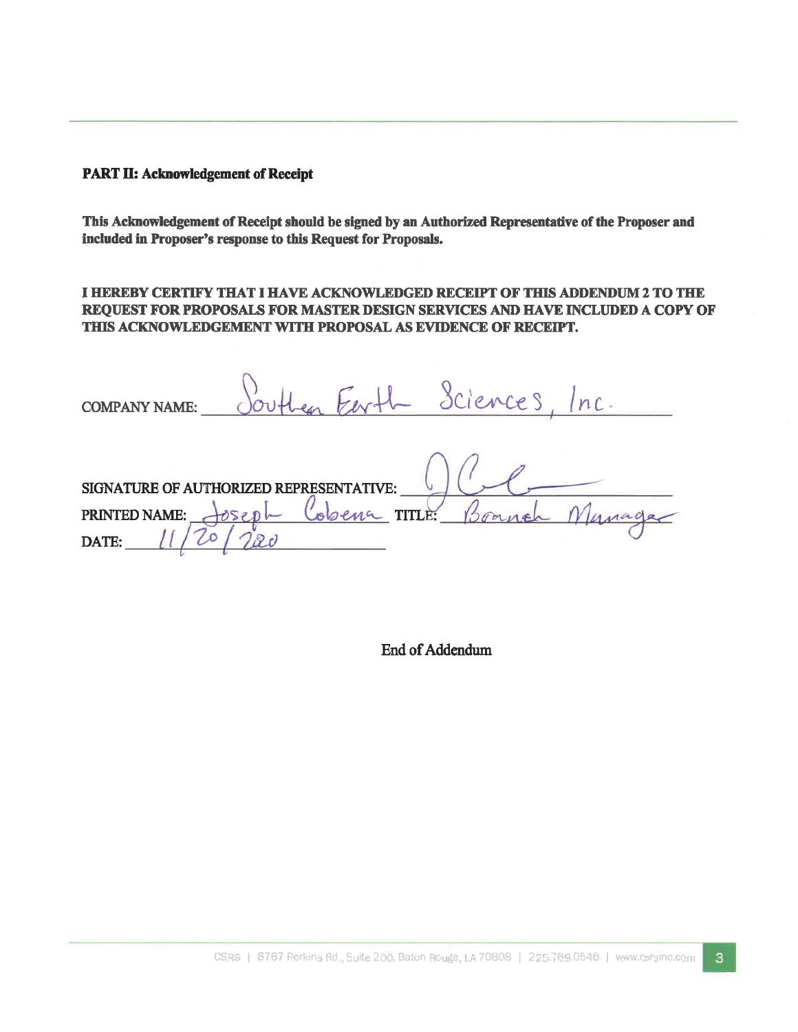**PART II: Acknowledgement of Receipt**

**This Acknowledgement of Receipt should be signed by an Authorized Representative of the Proposer and included in Proposer's response to this Request for Proposals.**

**I HEREBY CERTIFY THAT I HAVE ACKNOWLEDGED RECEIPT OF THIS ADDENDUM 2 TO THE REQUEST FOR PROPOSALS FOR MASTER DESIGN SERVICES AND HAVE INCLUDED A COPY OF THIS ACKNOWLEDGEMENT WITH PROPOSAL AS EVIDENCE OF RECEIPT.**

COMPANY NAME: Southern Earth Sciences, Inc.

SIGNATURE OF AUTHORIZED REPRESENTATIVE: [signature]

PRINTED NAME: Joseph Cobena TITLE: Branch Manager

DATE: 11/20/2020

End of Addendum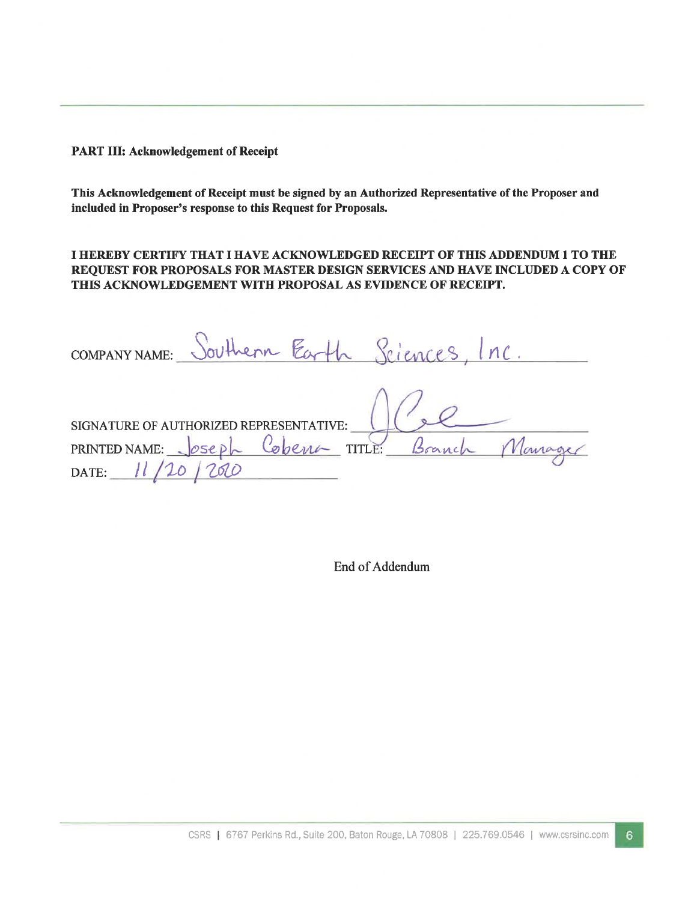**PART III: Acknowledgement of Receipt**

**This Acknowledgement of Receipt must be signed by an Authorized Representative of the Proposer and included in Proposer's response to this Request for Proposals.**

**I HEREBY CERTIFY THAT I HAVE ACKNOWLEDGED RECEIPT OF THIS ADDENDUM 1 TO THE REQUEST FOR PROPOSALS FOR MASTER DESIGN SERVICES AND HAVE INCLUDED A COPY OF THIS ACKNOWLEDGEMENT WITH PROPOSAL AS EVIDENCE OF RECEIPT.**

COMPANY NAME: Southern Earth Sciences, Inc.

SIGNATURE OF AUTHORIZED REPRESENTATIVE: [signature]

PRINTED NAME: Joseph Cobena TITLE: Branch Manager

DATE: 11/20/2020

End of Addendum